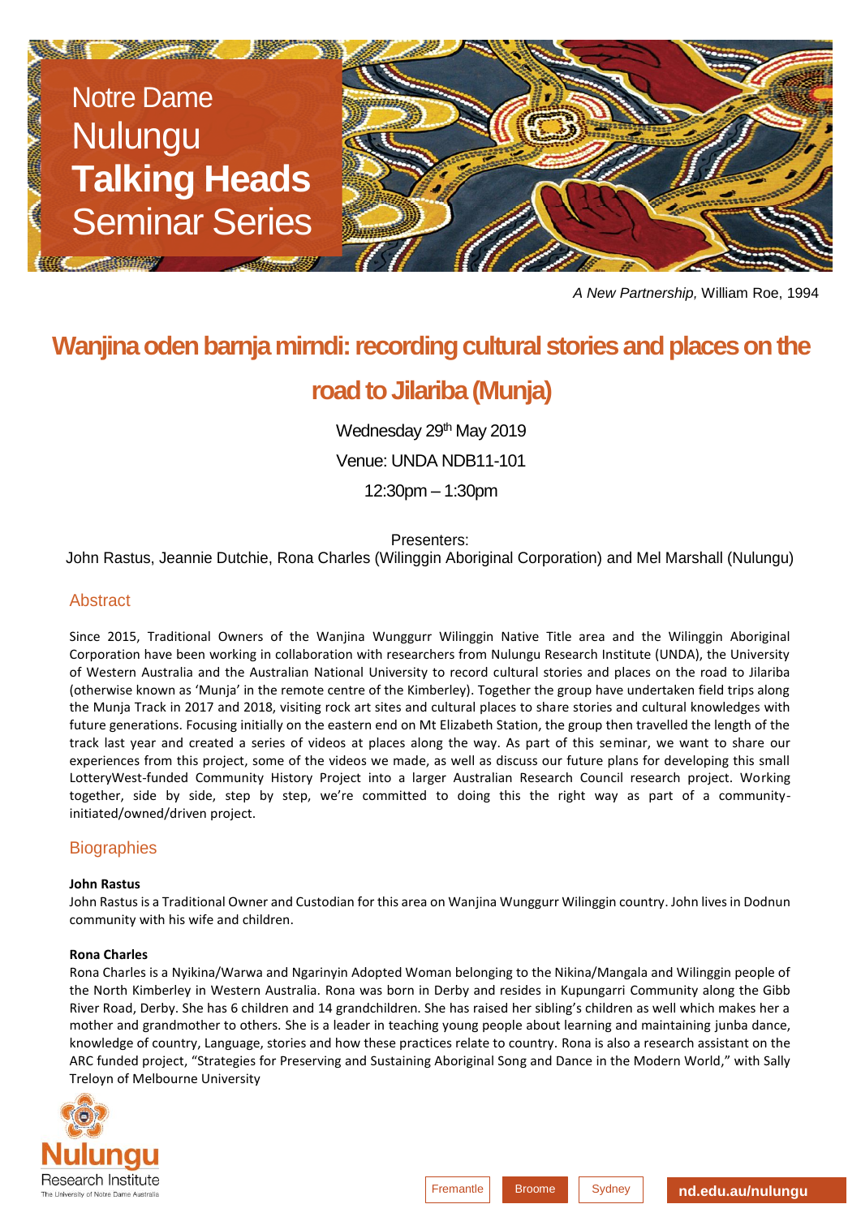# Notre Dame Nulungu **Talking Heads** Seminar Series

*A New Partnership*, William Roe, 1994

## Wanjina oden barnja mirndi: recording cultural stories and places on the road to Jilariba (Munja)

Wednesday 29th May 2019

Venue: UNDA NDB11-101

12:30pm – 1:30pm

Presenters:

John Rastus, Jeannie Dutchie, Rona Charles (Wilinggin Aboriginal Corporation) and Mel Marshall (Nulungu)

### Abstract

Since 2015, Traditional Owners of the Wanjina Wunggurr Wilinggin Native Title area and the Wilinggin Aboriginal Corporation have been working in collaboration with researchers from Nulungu Research Institute (UNDA), the University of Western Australia and the Australian National University to record cultural stories and places on the road to Jilariba (otherwise known as 'Munja' in the remote centre of the Kimberley). Together the group have undertaken field trips along the Munja Track in 2017 and 2018, visiting rock art sites and cultural places to share stories and cultural knowledges with future generations. Focusing initially on the eastern end on Mt Elizabeth Station, the group then travelled the length of the track last year and created a series of videos at places along the way. As part of this seminar, we want to share our experiences from this project, some of the videos we made, as well as discuss our future plans for developing this small LotteryWest-funded Community History Project into a larger Australian Research Council research project. Working together, side by side, step by step, we're committed to doing this the right way as part of a community-initiated/owned/driven project.

### Biographies

**John Rastus**

John Rastus is a Traditional Owner and Custodian for this area on Wanjina Wunggurr Wilinggin country. John lives in Dodnun community with his wife and children.

**Rona Charles**

Rona Charles is a Nyikina/Warwa and Ngarinyin Adopted Woman belonging to the Nikina/Mangala and Wilinggin people of the North Kimberley in Western Australia. Rona was born in Derby and resides in Kupungarri Community along the Gibb River Road, Derby. She has 6 children and 14 grandchildren. She has raised her sibling's children as well which makes her a mother and grandmother to others. She is a leader in teaching young people about learning and maintaining junba dance, knowledge of country, Language, stories and how these practices relate to country. Rona is also a research assistant on the ARC funded project, "Strategies for Preserving and Sustaining Aboriginal Song and Dance in the Modern World," with Sally Treloyn of Melbourne University

Nulungu Research Institute
The University of Notre Dame Australia

Fremantle | Broome | Sydney | nd.edu.au/nulungu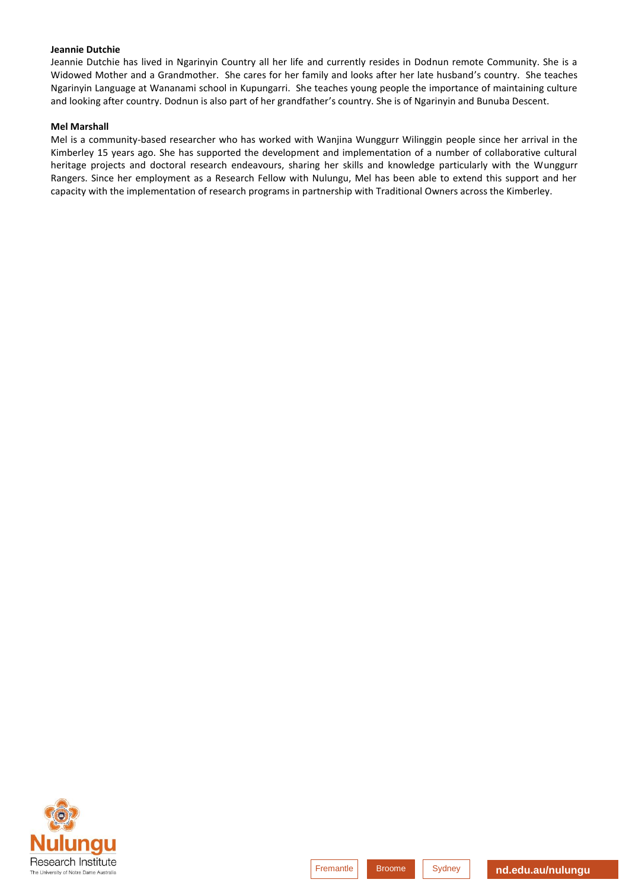**Jeannie Dutchie**

Jeannie Dutchie has lived in Ngarinyin Country all her life and currently resides in Dodnun remote Community. She is a Widowed Mother and a Grandmother. She cares for her family and looks after her late husband's country. She teaches Ngarinyin Language at Wananami school in Kupungarri. She teaches young people the importance of maintaining culture and looking after country. Dodnun is also part of her grandfather's country. She is of Ngarinyin and Bunuba Descent.

**Mel Marshall**

Mel is a community-based researcher who has worked with Wanjina Wunggurr Wilinggin people since her arrival in the Kimberley 15 years ago. She has supported the development and implementation of a number of collaborative cultural heritage projects and doctoral research endeavours, sharing her skills and knowledge particularly with the Wunggurr Rangers. Since her employment as a Research Fellow with Nulungu, Mel has been able to extend this support and her capacity with the implementation of research programs in partnership with Traditional Owners across the Kimberley.

Nulungu Research Institute
The University of Notre Dame Australia

Fremantle | Broome | Sydney

nd.edu.au/nulungu